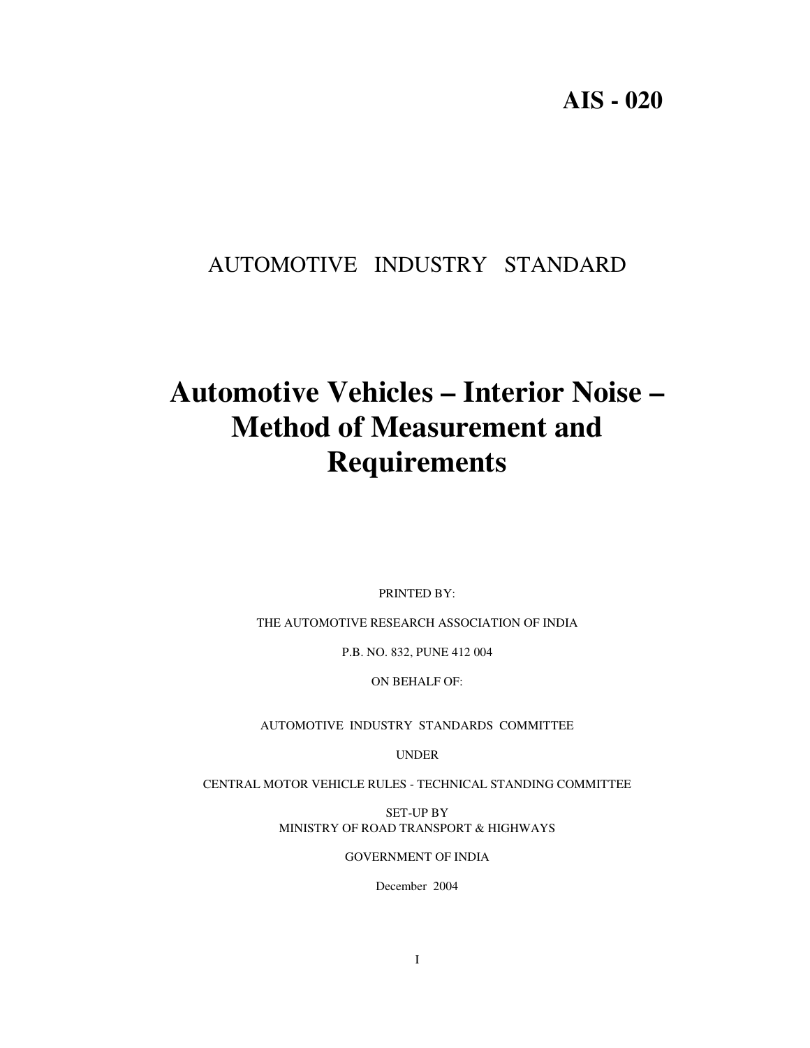**AIS - 020**

AUTOMOTIVE INDUSTRY STANDARD

# Automotive Vehicles – Interior Noise – Method of Measurement and Requirements

PRINTED BY:

THE AUTOMOTIVE RESEARCH ASSOCIATION OF INDIA

P.B. NO. 832, PUNE 412 004

ON BEHALF OF:

AUTOMOTIVE INDUSTRY STANDARDS COMMITTEE

UNDER

CENTRAL MOTOR VEHICLE RULES - TECHNICAL STANDING COMMITTEE

SET-UP BY
MINISTRY OF ROAD TRANSPORT & HIGHWAYS

GOVERNMENT OF INDIA

December 2004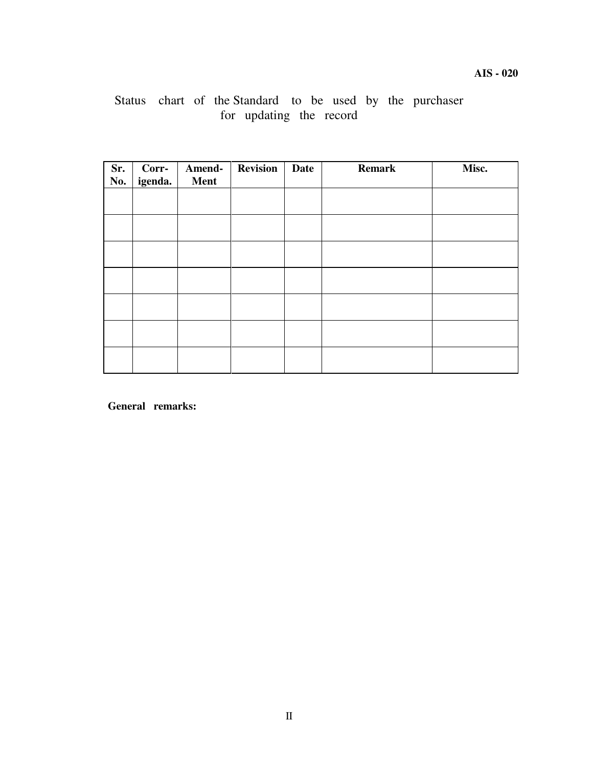Status chart of the Standard to be used by the purchaser for updating the record

| Sr. No. | Corr- igenda. | Amend- Ment | Revision | Date | Remark | Misc. |
|---|---|---|---|---|---|---|
| | | | | | | |
| | | | | | | |
| | | | | | | |
| | | | | | | |
| | | | | | | |
| | | | | | | |
| | | | | | | |

**General remarks:**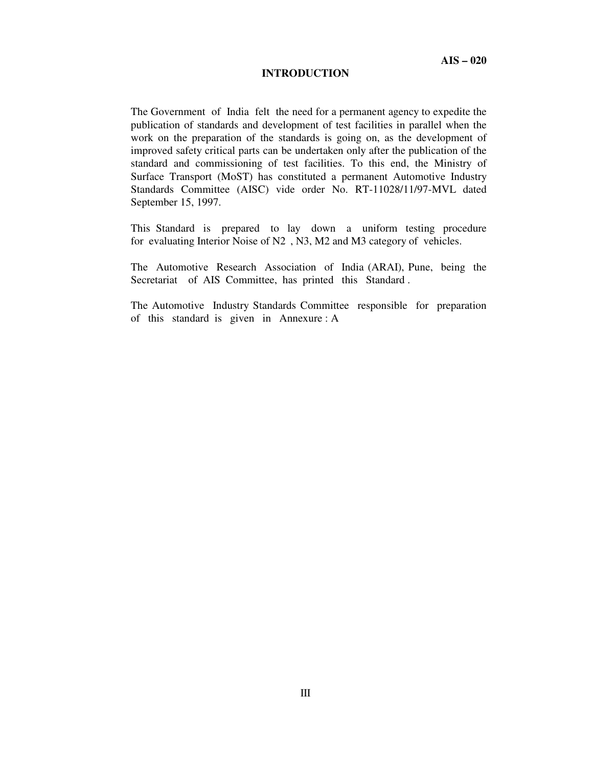# INTRODUCTION

The Government of India felt the need for a permanent agency to expedite the publication of standards and development of test facilities in parallel when the work on the preparation of the standards is going on, as the development of improved safety critical parts can be undertaken only after the publication of the standard and commissioning of test facilities. To this end, the Ministry of Surface Transport (MoST) has constituted a permanent Automotive Industry Standards Committee (AISC) vide order No. RT-11028/11/97-MVL dated September 15, 1997.

This Standard is prepared to lay down a uniform testing procedure for evaluating Interior Noise of N2 , N3, M2 and M3 category of vehicles.

The Automotive Research Association of India (ARAI), Pune, being the Secretariat of AIS Committee, has printed this Standard .

The Automotive Industry Standards Committee responsible for preparation of this standard is given in Annexure : A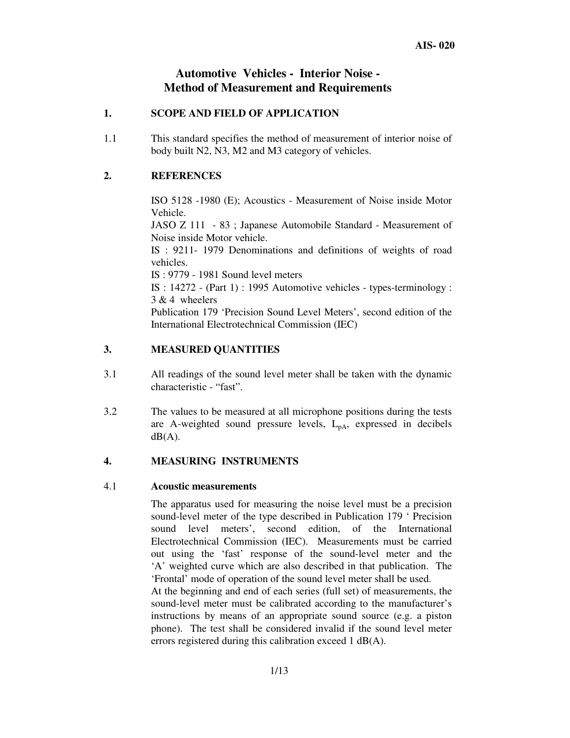# Automotive Vehicles - Interior Noise - Method of Measurement and Requirements

## 1. SCOPE AND FIELD OF APPLICATION

1.1 This standard specifies the method of measurement of interior noise of body built N2, N3, M2 and M3 category of vehicles.

## 2. REFERENCES

ISO 5128 -1980 (E); Acoustics - Measurement of Noise inside Motor Vehicle.

JASO Z 111 - 83 ; Japanese Automobile Standard - Measurement of Noise inside Motor vehicle.

IS : 9211- 1979 Denominations and definitions of weights of road vehicles.

IS : 9779 - 1981 Sound level meters

IS : 14272 - (Part 1) : 1995 Automotive vehicles - types-terminology : 3 & 4 wheelers

Publication 179 'Precision Sound Level Meters', second edition of the International Electrotechnical Commission (IEC)

## 3. MEASURED QUANTITIES

3.1 All readings of the sound level meter shall be taken with the dynamic characteristic - "fast".

3.2 The values to be measured at all microphone positions during the tests are A-weighted sound pressure levels, $L_{pA}$, expressed in decibels dB(A).

## 4. MEASURING INSTRUMENTS

### 4.1 Acoustic measurements

The apparatus used for measuring the noise level must be a precision sound-level meter of the type described in Publication 179 ' Precision sound level meters', second edition, of the International Electrotechnical Commission (IEC). Measurements must be carried out using the 'fast' response of the sound-level meter and the 'A' weighted curve which are also described in that publication. The 'Frontal' mode of operation of the sound level meter shall be used.

At the beginning and end of each series (full set) of measurements, the sound-level meter must be calibrated according to the manufacturer's instructions by means of an appropriate sound source (e.g. a piston phone). The test shall be considered invalid if the sound level meter errors registered during this calibration exceed 1 dB(A).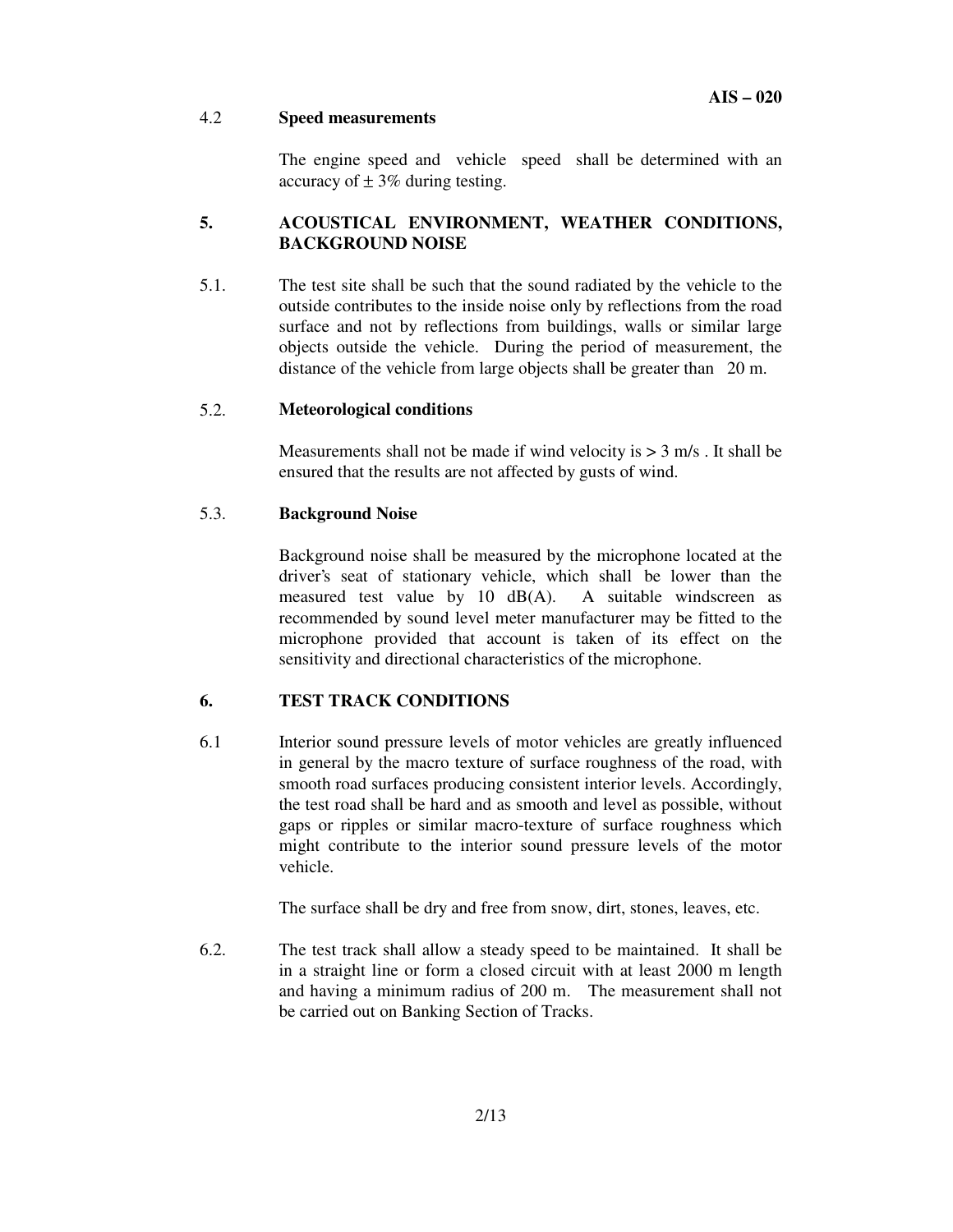4.2 **Speed measurements**

The engine speed and vehicle speed shall be determined with an accuracy of ± 3% during testing.

## 5. ACOUSTICAL ENVIRONMENT, WEATHER CONDITIONS, BACKGROUND NOISE

5.1. The test site shall be such that the sound radiated by the vehicle to the outside contributes to the inside noise only by reflections from the road surface and not by reflections from buildings, walls or similar large objects outside the vehicle. During the period of measurement, the distance of the vehicle from large objects shall be greater than 20 m.

5.2. **Meteorological conditions**

Measurements shall not be made if wind velocity is > 3 m/s . It shall be ensured that the results are not affected by gusts of wind.

5.3. **Background Noise**

Background noise shall be measured by the microphone located at the driver's seat of stationary vehicle, which shall be lower than the measured test value by 10 dB(A). A suitable windscreen as recommended by sound level meter manufacturer may be fitted to the microphone provided that account is taken of its effect on the sensitivity and directional characteristics of the microphone.

## 6. TEST TRACK CONDITIONS

6.1 Interior sound pressure levels of motor vehicles are greatly influenced in general by the macro texture of surface roughness of the road, with smooth road surfaces producing consistent interior levels. Accordingly, the test road shall be hard and as smooth and level as possible, without gaps or ripples or similar macro-texture of surface roughness which might contribute to the interior sound pressure levels of the motor vehicle.

The surface shall be dry and free from snow, dirt, stones, leaves, etc.

6.2. The test track shall allow a steady speed to be maintained. It shall be in a straight line or form a closed circuit with at least 2000 m length and having a minimum radius of 200 m. The measurement shall not be carried out on Banking Section of Tracks.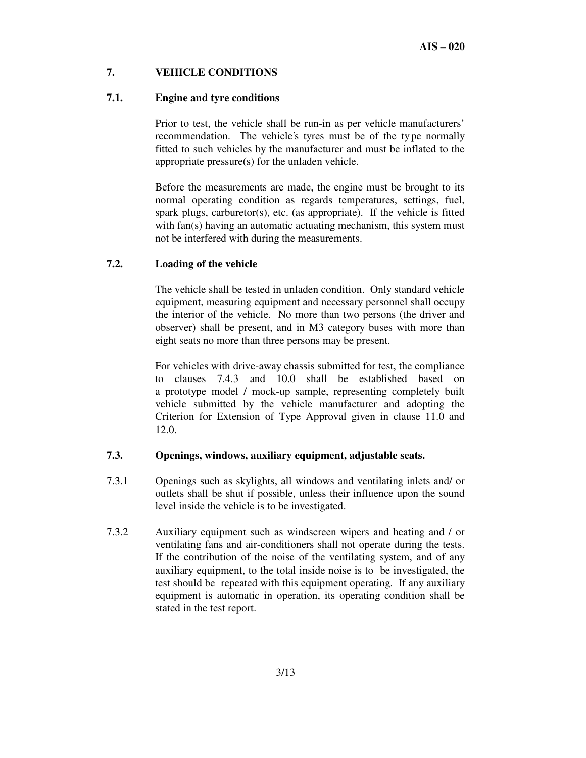## 7. VEHICLE CONDITIONS

### 7.1. Engine and tyre conditions

Prior to test, the vehicle shall be run-in as per vehicle manufacturers' recommendation. The vehicle's tyres must be of the type normally fitted to such vehicles by the manufacturer and must be inflated to the appropriate pressure(s) for the unladen vehicle.

Before the measurements are made, the engine must be brought to its normal operating condition as regards temperatures, settings, fuel, spark plugs, carburetor(s), etc. (as appropriate). If the vehicle is fitted with fan(s) having an automatic actuating mechanism, this system must not be interfered with during the measurements.

### 7.2. Loading of the vehicle

The vehicle shall be tested in unladen condition. Only standard vehicle equipment, measuring equipment and necessary personnel shall occupy the interior of the vehicle. No more than two persons (the driver and observer) shall be present, and in M3 category buses with more than eight seats no more than three persons may be present.

For vehicles with drive-away chassis submitted for test, the compliance to clauses 7.4.3 and 10.0 shall be established based on a prototype model / mock-up sample, representing completely built vehicle submitted by the vehicle manufacturer and adopting the Criterion for Extension of Type Approval given in clause 11.0 and 12.0.

### 7.3. Openings, windows, auxiliary equipment, adjustable seats.

7.3.1 Openings such as skylights, all windows and ventilating inlets and/ or outlets shall be shut if possible, unless their influence upon the sound level inside the vehicle is to be investigated.

7.3.2 Auxiliary equipment such as windscreen wipers and heating and / or ventilating fans and air-conditioners shall not operate during the tests. If the contribution of the noise of the ventilating system, and of any auxiliary equipment, to the total inside noise is to be investigated, the test should be repeated with this equipment operating. If any auxiliary equipment is automatic in operation, its operating condition shall be stated in the test report.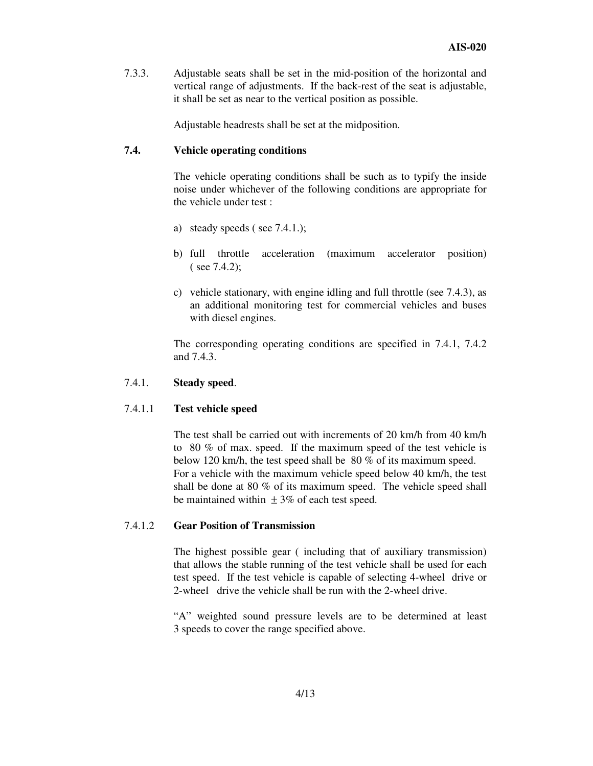7.3.3. Adjustable seats shall be set in the mid-position of the horizontal and vertical range of adjustments. If the back-rest of the seat is adjustable, it shall be set as near to the vertical position as possible.

Adjustable headrests shall be set at the midposition.

### 7.4. Vehicle operating conditions

The vehicle operating conditions shall be such as to typify the inside noise under whichever of the following conditions are appropriate for the vehicle under test :

a) steady speeds ( see 7.4.1.);

b) full throttle acceleration (maximum accelerator position) ( see 7.4.2);

c) vehicle stationary, with engine idling and full throttle (see 7.4.3), as an additional monitoring test for commercial vehicles and buses with diesel engines.

The corresponding operating conditions are specified in 7.4.1, 7.4.2 and 7.4.3.

#### 7.4.1. **Steady speed**.

#### 7.4.1.1 **Test vehicle speed**

The test shall be carried out with increments of 20 km/h from 40 km/h to 80 % of max. speed. If the maximum speed of the test vehicle is below 120 km/h, the test speed shall be 80 % of its maximum speed. For a vehicle with the maximum vehicle speed below 40 km/h, the test shall be done at 80 % of its maximum speed. The vehicle speed shall be maintained within $\pm 3\%$ of each test speed.

#### 7.4.1.2 **Gear Position of Transmission**

The highest possible gear ( including that of auxiliary transmission) that allows the stable running of the test vehicle shall be used for each test speed. If the test vehicle is capable of selecting 4-wheel drive or 2-wheel drive the vehicle shall be run with the 2-wheel drive.

"A" weighted sound pressure levels are to be determined at least 3 speeds to cover the range specified above.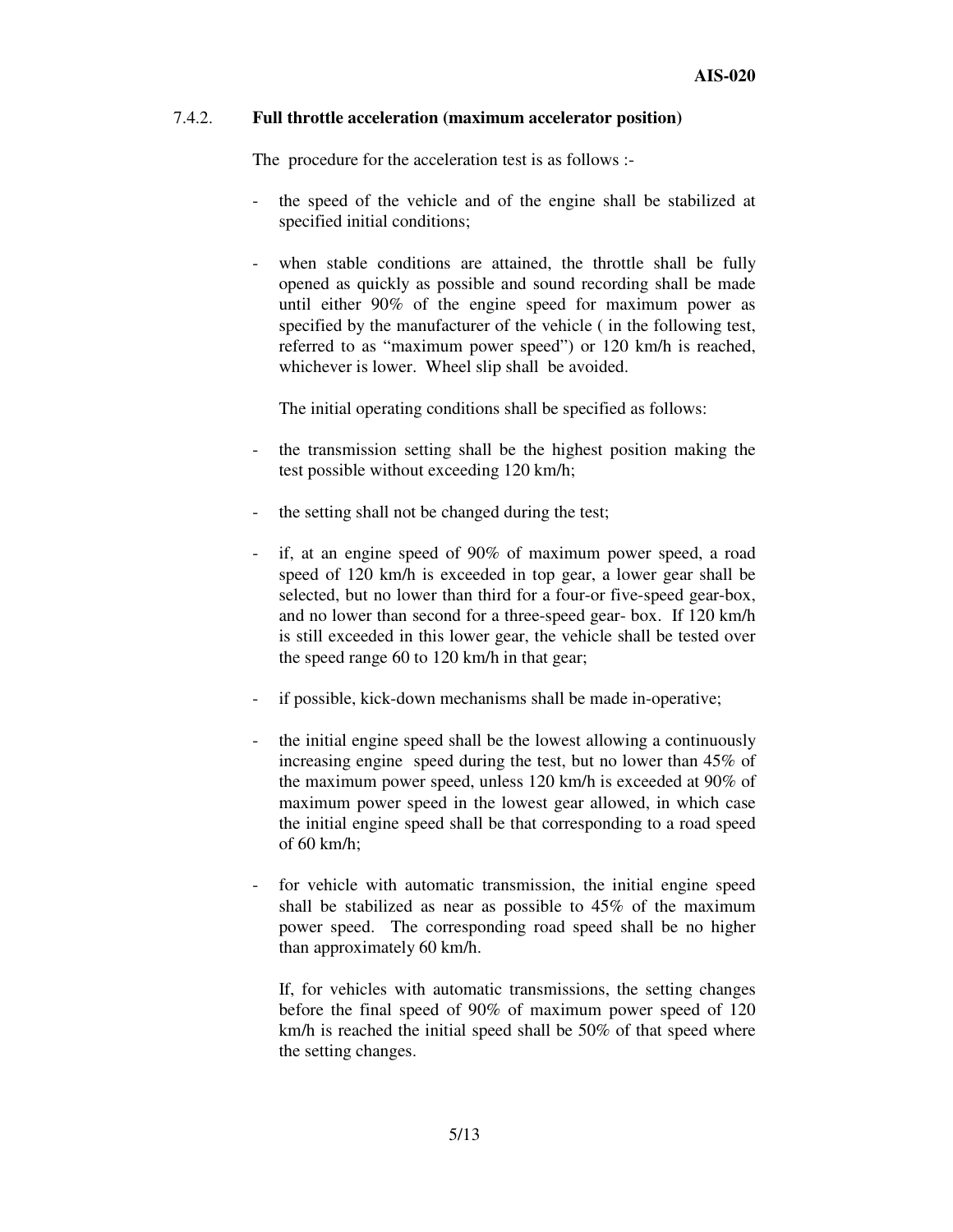### 7.4.2. **Full throttle acceleration (maximum accelerator position)**

The procedure for the acceleration test is as follows :-

- the speed of the vehicle and of the engine shall be stabilized at specified initial conditions;
- when stable conditions are attained, the throttle shall be fully opened as quickly as possible and sound recording shall be made until either 90% of the engine speed for maximum power as specified by the manufacturer of the vehicle ( in the following test, referred to as "maximum power speed") or 120 km/h is reached, whichever is lower. Wheel slip shall be avoided.

The initial operating conditions shall be specified as follows:

- the transmission setting shall be the highest position making the test possible without exceeding 120 km/h;
- the setting shall not be changed during the test;
- if, at an engine speed of 90% of maximum power speed, a road speed of 120 km/h is exceeded in top gear, a lower gear shall be selected, but no lower than third for a four-or five-speed gear-box, and no lower than second for a three-speed gear- box. If 120 km/h is still exceeded in this lower gear, the vehicle shall be tested over the speed range 60 to 120 km/h in that gear;
- if possible, kick-down mechanisms shall be made in-operative;
- the initial engine speed shall be the lowest allowing a continuously increasing engine speed during the test, but no lower than 45% of the maximum power speed, unless 120 km/h is exceeded at 90% of maximum power speed in the lowest gear allowed, in which case the initial engine speed shall be that corresponding to a road speed of 60 km/h;
- for vehicle with automatic transmission, the initial engine speed shall be stabilized as near as possible to 45% of the maximum power speed. The corresponding road speed shall be no higher than approximately 60 km/h.

If, for vehicles with automatic transmissions, the setting changes before the final speed of 90% of maximum power speed of 120 km/h is reached the initial speed shall be 50% of that speed where the setting changes.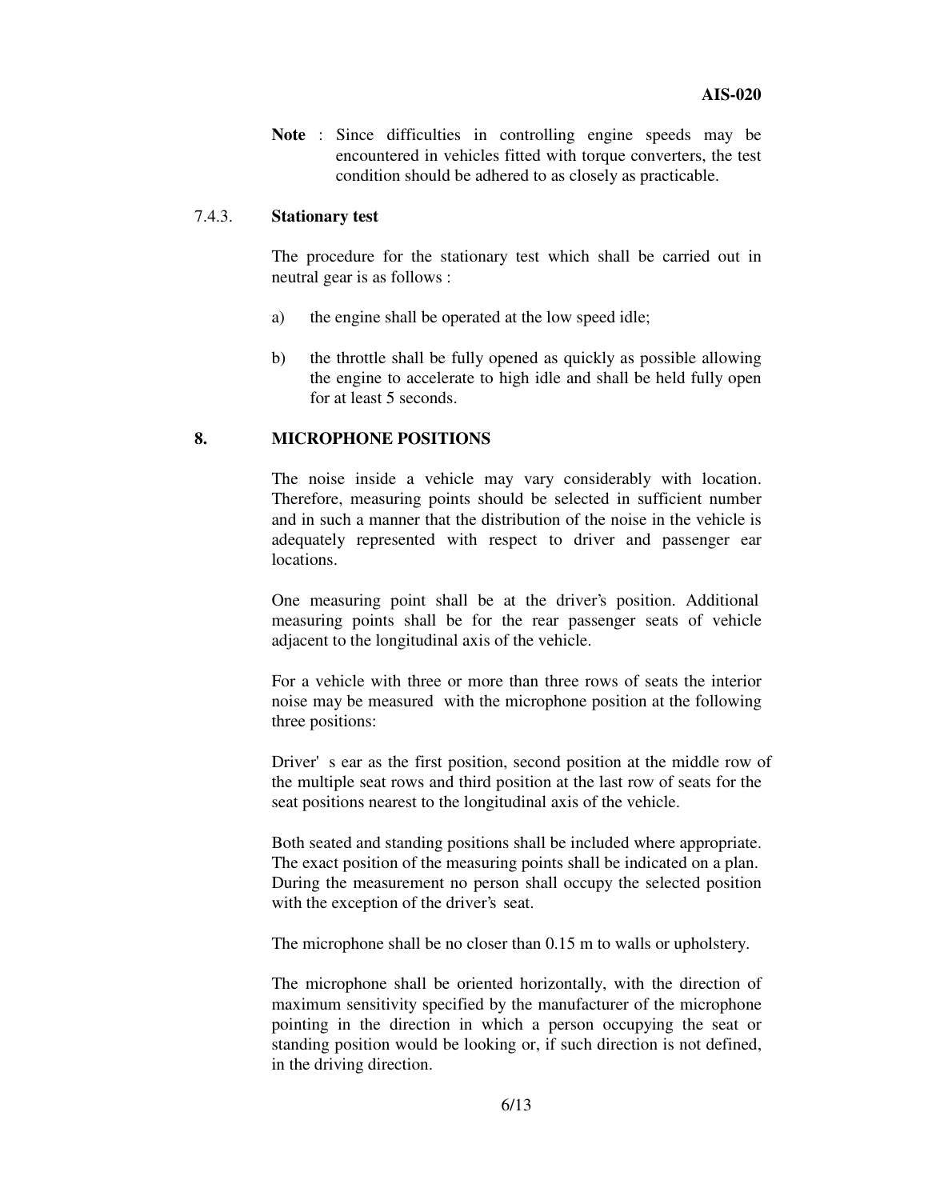**Note** : Since difficulties in controlling engine speeds may be encountered in vehicles fitted with torque converters, the test condition should be adhered to as closely as practicable.

7.4.3. **Stationary test**

The procedure for the stationary test which shall be carried out in neutral gear is as follows :

a) the engine shall be operated at the low speed idle;

b) the throttle shall be fully opened as quickly as possible allowing the engine to accelerate to high idle and shall be held fully open for at least 5 seconds.

## 8. MICROPHONE POSITIONS

The noise inside a vehicle may vary considerably with location. Therefore, measuring points should be selected in sufficient number and in such a manner that the distribution of the noise in the vehicle is adequately represented with respect to driver and passenger ear locations.

One measuring point shall be at the driver's position. Additional measuring points shall be for the rear passenger seats of vehicle adjacent to the longitudinal axis of the vehicle.

For a vehicle with three or more than three rows of seats the interior noise may be measured with the microphone position at the following three positions:

Driver' s ear as the first position, second position at the middle row of the multiple seat rows and third position at the last row of seats for the seat positions nearest to the longitudinal axis of the vehicle.

Both seated and standing positions shall be included where appropriate. The exact position of the measuring points shall be indicated on a plan. During the measurement no person shall occupy the selected position with the exception of the driver's seat.

The microphone shall be no closer than 0.15 m to walls or upholstery.

The microphone shall be oriented horizontally, with the direction of maximum sensitivity specified by the manufacturer of the microphone pointing in the direction in which a person occupying the seat or standing position would be looking or, if such direction is not defined, in the driving direction.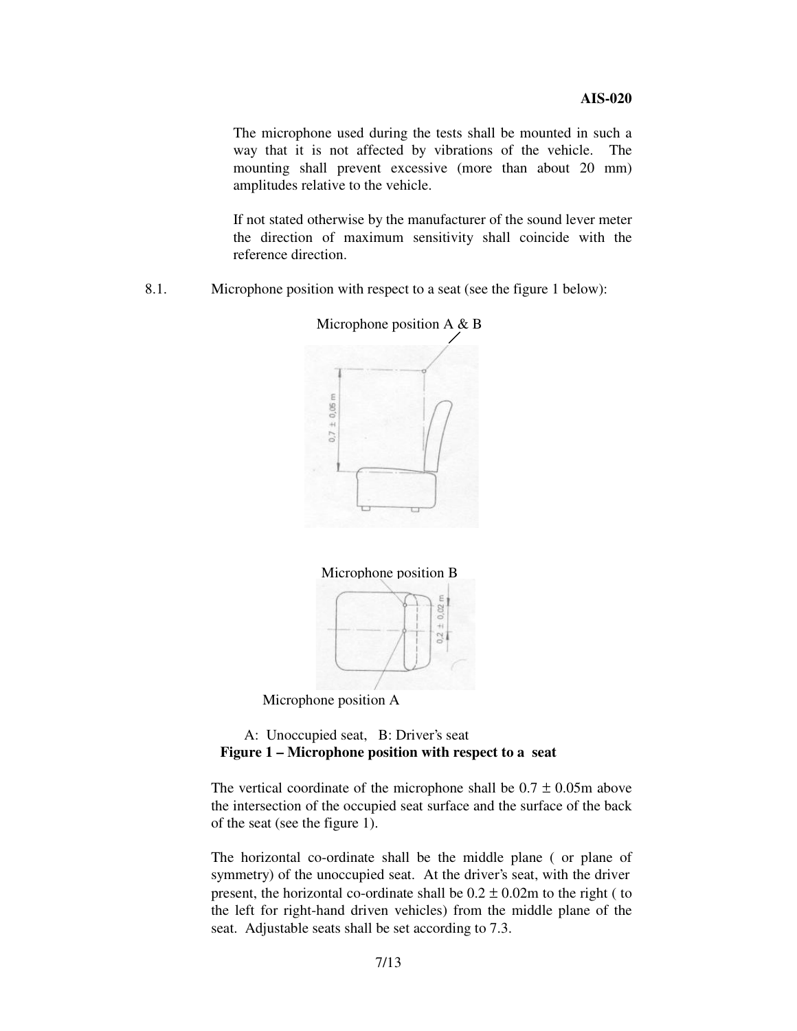The microphone used during the tests shall be mounted in such a way that it is not affected by vibrations of the vehicle. The mounting shall prevent excessive (more than about 20 mm) amplitudes relative to the vehicle.

If not stated otherwise by the manufacturer of the sound lever meter the direction of maximum sensitivity shall coincide with the reference direction.

8.1. Microphone position with respect to a seat (see the figure 1 below):

Microphone position A & B

0.7 ± 0,05 m

Microphone position B

0,2 ± 0,02 m

Microphone position A

A: Unoccupied seat, B: Driver's seat

**Figure 1 – Microphone position with respect to a seat**

The vertical coordinate of the microphone shall be 0.7 ± 0.05m above the intersection of the occupied seat surface and the surface of the back of the seat (see the figure 1).

The horizontal co-ordinate shall be the middle plane ( or plane of symmetry) of the unoccupied seat. At the driver's seat, with the driver present, the horizontal co-ordinate shall be 0.2 ± 0.02m to the right ( to the left for right-hand driven vehicles) from the middle plane of the seat. Adjustable seats shall be set according to 7.3.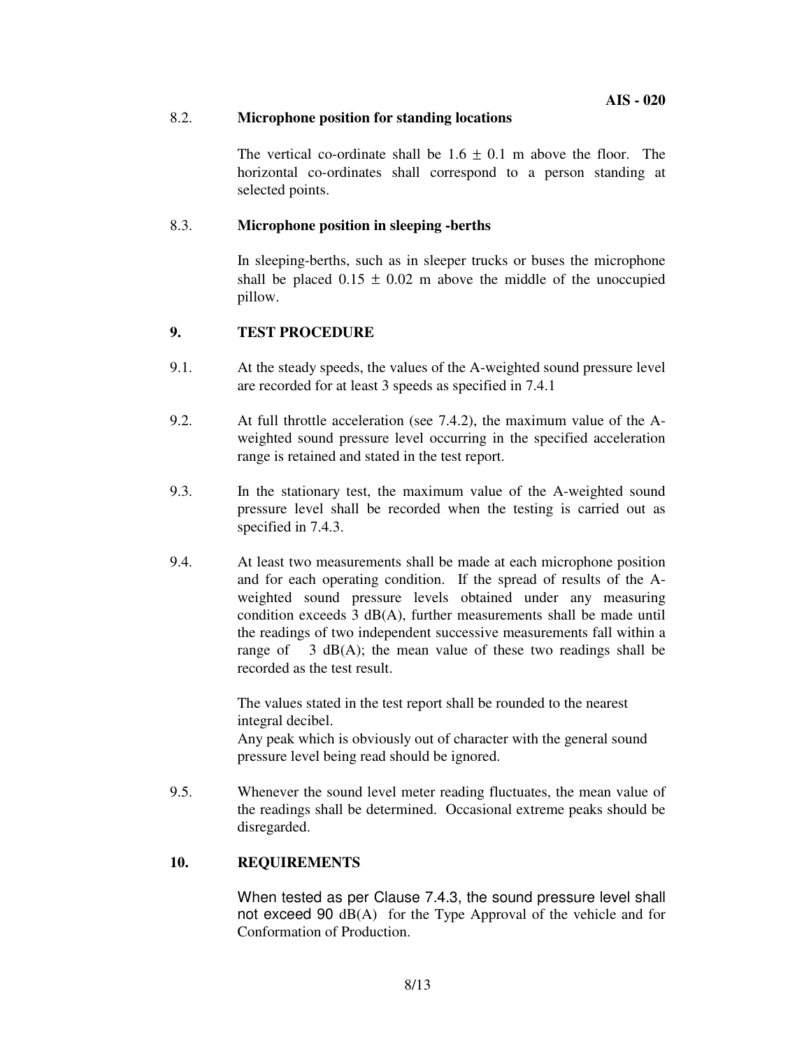8.2. **Microphone position for standing locations**

The vertical co-ordinate shall be $1.6 \pm 0.1$ m above the floor. The horizontal co-ordinates shall correspond to a person standing at selected points.

8.3. **Microphone position in sleeping -berths**

In sleeping-berths, such as in sleeper trucks or buses the microphone shall be placed $0.15 \pm 0.02$ m above the middle of the unoccupied pillow.

## 9. TEST PROCEDURE

9.1. At the steady speeds, the values of the A-weighted sound pressure level are recorded for at least 3 speeds as specified in 7.4.1

9.2. At full throttle acceleration (see 7.4.2), the maximum value of the A-weighted sound pressure level occurring in the specified acceleration range is retained and stated in the test report.

9.3. In the stationary test, the maximum value of the A-weighted sound pressure level shall be recorded when the testing is carried out as specified in 7.4.3.

9.4. At least two measurements shall be made at each microphone position and for each operating condition. If the spread of results of the A-weighted sound pressure levels obtained under any measuring condition exceeds 3 dB(A), further measurements shall be made until the readings of two independent successive measurements fall within a range of 3 dB(A); the mean value of these two readings shall be recorded as the test result.

The values stated in the test report shall be rounded to the nearest integral decibel.
Any peak which is obviously out of character with the general sound pressure level being read should be ignored.

9.5. Whenever the sound level meter reading fluctuates, the mean value of the readings shall be determined. Occasional extreme peaks should be disregarded.

## 10. REQUIREMENTS

When tested as per Clause 7.4.3, the sound pressure level shall not exceed 90 dB(A) for the Type Approval of the vehicle and for Conformation of Production.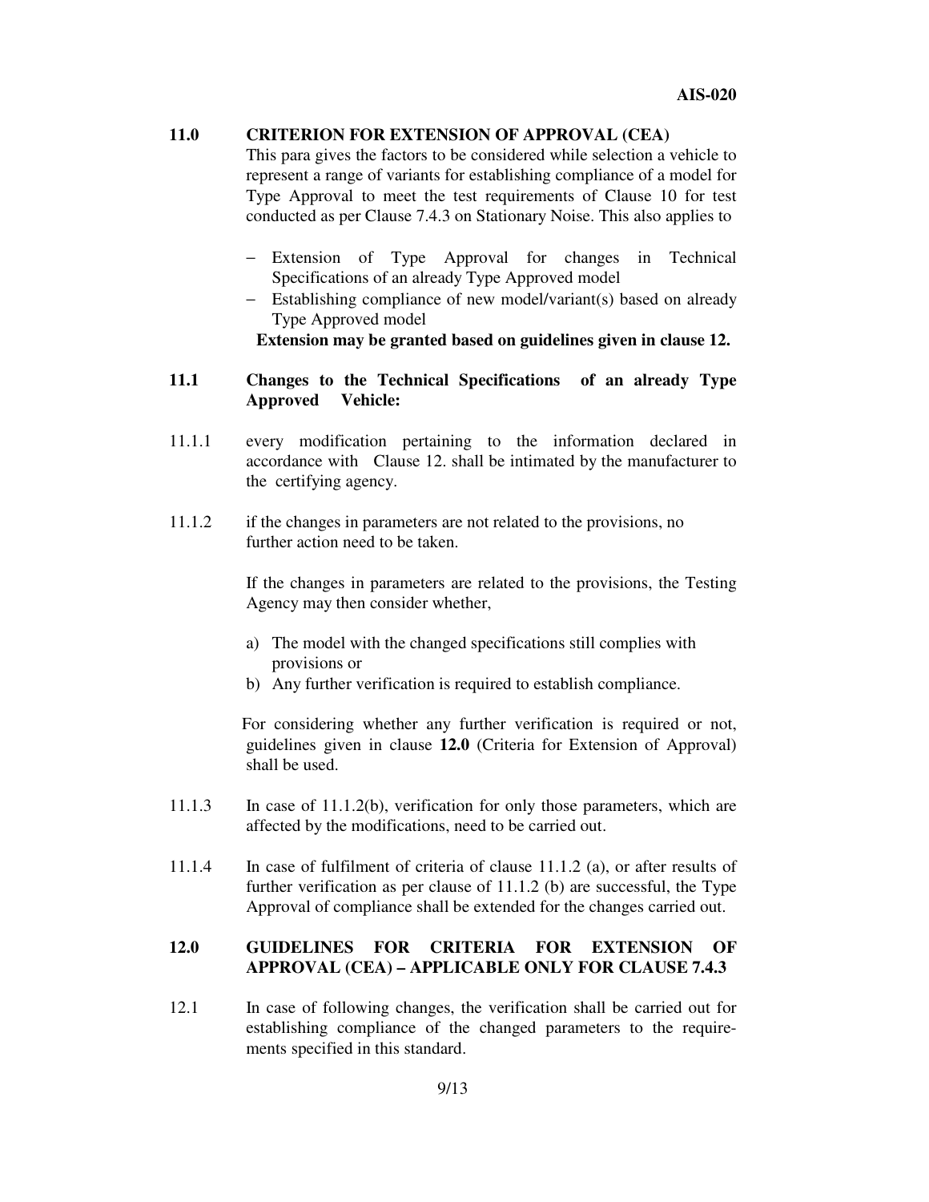## 11.0 CRITERION FOR EXTENSION OF APPROVAL (CEA)

This para gives the factors to be considered while selection a vehicle to represent a range of variants for establishing compliance of a model for Type Approval to meet the test requirements of Clause 10 for test conducted as per Clause 7.4.3 on Stationary Noise. This also applies to

- Extension of Type Approval for changes in Technical Specifications of an already Type Approved model
- Establishing compliance of new model/variant(s) based on already Type Approved model

**Extension may be granted based on guidelines given in clause 12.**

### 11.1 Changes to the Technical Specifications of an already Type Approved Vehicle:

11.1.1 every modification pertaining to the information declared in accordance with Clause 12. shall be intimated by the manufacturer to the certifying agency.

11.1.2 if the changes in parameters are not related to the provisions, no further action need to be taken.

If the changes in parameters are related to the provisions, the Testing Agency may then consider whether,

a) The model with the changed specifications still complies with provisions or
b) Any further verification is required to establish compliance.

For considering whether any further verification is required or not, guidelines given in clause **12.0** (Criteria for Extension of Approval) shall be used.

11.1.3 In case of 11.1.2(b), verification for only those parameters, which are affected by the modifications, need to be carried out.

11.1.4 In case of fulfilment of criteria of clause 11.1.2 (a), or after results of further verification as per clause of 11.1.2 (b) are successful, the Type Approval of compliance shall be extended for the changes carried out.

## 12.0 GUIDELINES FOR CRITERIA FOR EXTENSION OF APPROVAL (CEA) – APPLICABLE ONLY FOR CLAUSE 7.4.3

12.1 In case of following changes, the verification shall be carried out for establishing compliance of the changed parameters to the requirements specified in this standard.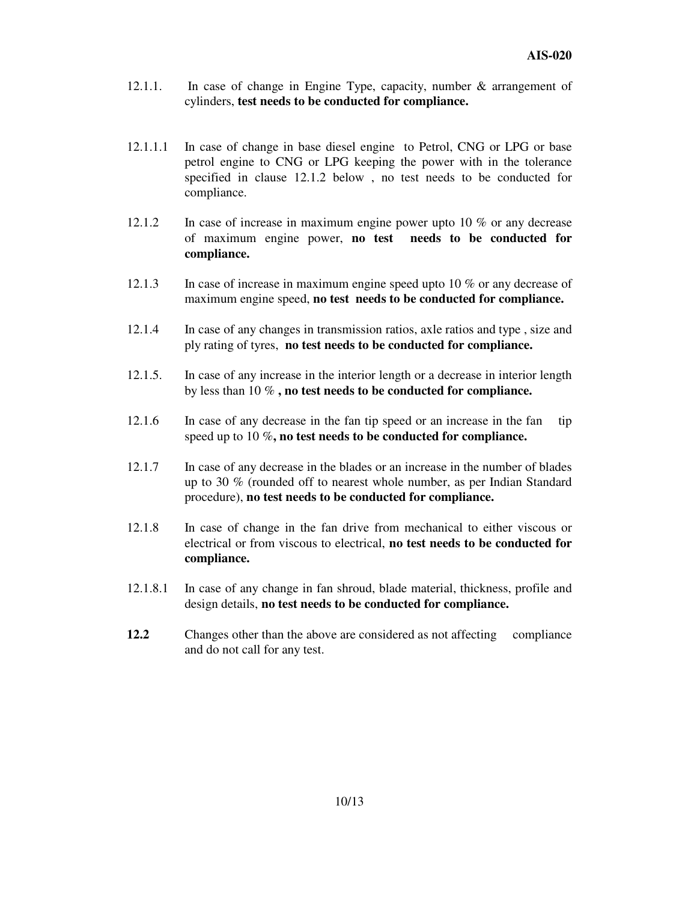12.1.1. In case of change in Engine Type, capacity, number & arrangement of cylinders, **test needs to be conducted for compliance.**

12.1.1.1 In case of change in base diesel engine to Petrol, CNG or LPG or base petrol engine to CNG or LPG keeping the power with in the tolerance specified in clause 12.1.2 below , no test needs to be conducted for compliance.

12.1.2 In case of increase in maximum engine power upto 10 % or any decrease of maximum engine power, **no test needs to be conducted for compliance.**

12.1.3 In case of increase in maximum engine speed upto 10 % or any decrease of maximum engine speed, **no test needs to be conducted for compliance.**

12.1.4 In case of any changes in transmission ratios, axle ratios and type , size and ply rating of tyres, **no test needs to be conducted for compliance.**

12.1.5. In case of any increase in the interior length or a decrease in interior length by less than 10 % **, no test needs to be conducted for compliance.**

12.1.6 In case of any decrease in the fan tip speed or an increase in the fan tip speed up to 10 %**, no test needs to be conducted for compliance.**

12.1.7 In case of any decrease in the blades or an increase in the number of blades up to 30 % (rounded off to nearest whole number, as per Indian Standard procedure), **no test needs to be conducted for compliance.**

12.1.8 In case of change in the fan drive from mechanical to either viscous or electrical or from viscous to electrical, **no test needs to be conducted for compliance.**

12.1.8.1 In case of any change in fan shroud, blade material, thickness, profile and design details, **no test needs to be conducted for compliance.**

**12.2** Changes other than the above are considered as not affecting compliance and do not call for any test.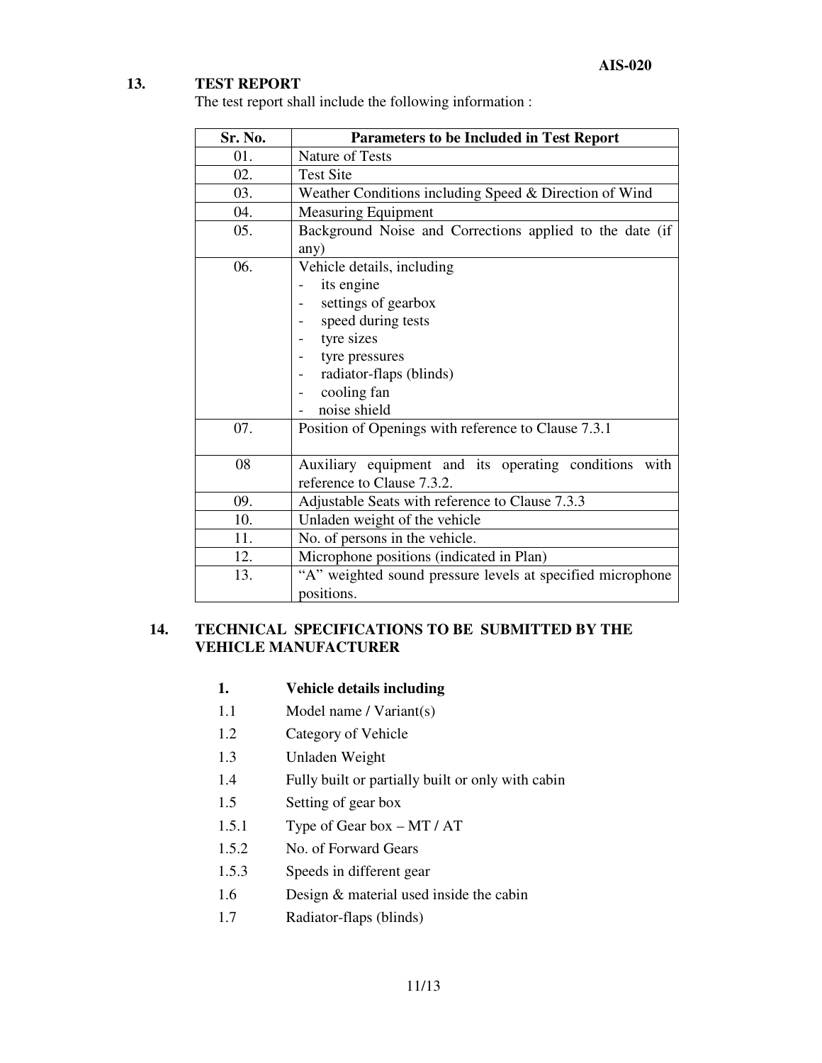## 13. TEST REPORT

The test report shall include the following information :

| Sr. No. | Parameters to be Included in Test Report |
|---|---|
| 01. | Nature of Tests |
| 02. | Test Site |
| 03. | Weather Conditions including Speed & Direction of Wind |
| 04. | Measuring Equipment |
| 05. | Background Noise and Corrections applied to the date (if any) |
| 06. | Vehicle details, including<br>- its engine<br>- settings of gearbox<br>- speed during tests<br>- tyre sizes<br>- tyre pressures<br>- radiator-flaps (blinds)<br>- cooling fan<br>- noise shield |
| 07. | Position of Openings with reference to Clause 7.3.1 |
| 08 | Auxiliary equipment and its operating conditions with reference to Clause 7.3.2. |
| 09. | Adjustable Seats with reference to Clause 7.3.3 |
| 10. | Unladen weight of the vehicle |
| 11. | No. of persons in the vehicle. |
| 12. | Microphone positions (indicated in Plan) |
| 13. | "A" weighted sound pressure levels at specified microphone positions. |

## 14. TECHNICAL SPECIFICATIONS TO BE SUBMITTED BY THE VEHICLE MANUFACTURER

**1. Vehicle details including**

1.1 Model name / Variant(s)

1.2 Category of Vehicle

1.3 Unladen Weight

1.4 Fully built or partially built or only with cabin

1.5 Setting of gear box

1.5.1 Type of Gear box – MT / AT

1.5.2 No. of Forward Gears

1.5.3 Speeds in different gear

1.6 Design & material used inside the cabin

1.7 Radiator-flaps (blinds)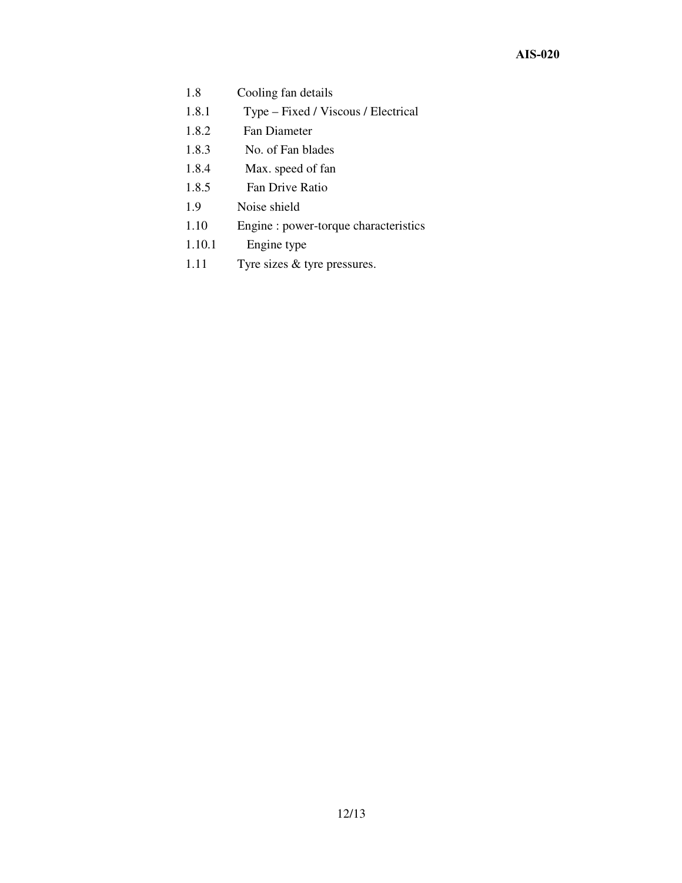1.8 Cooling fan details

1.8.1 Type – Fixed / Viscous / Electrical

1.8.2 Fan Diameter

1.8.3 No. of Fan blades

1.8.4 Max. speed of fan

1.8.5 Fan Drive Ratio

1.9 Noise shield

1.10 Engine : power-torque characteristics

1.10.1 Engine type

1.11 Tyre sizes & tyre pressures.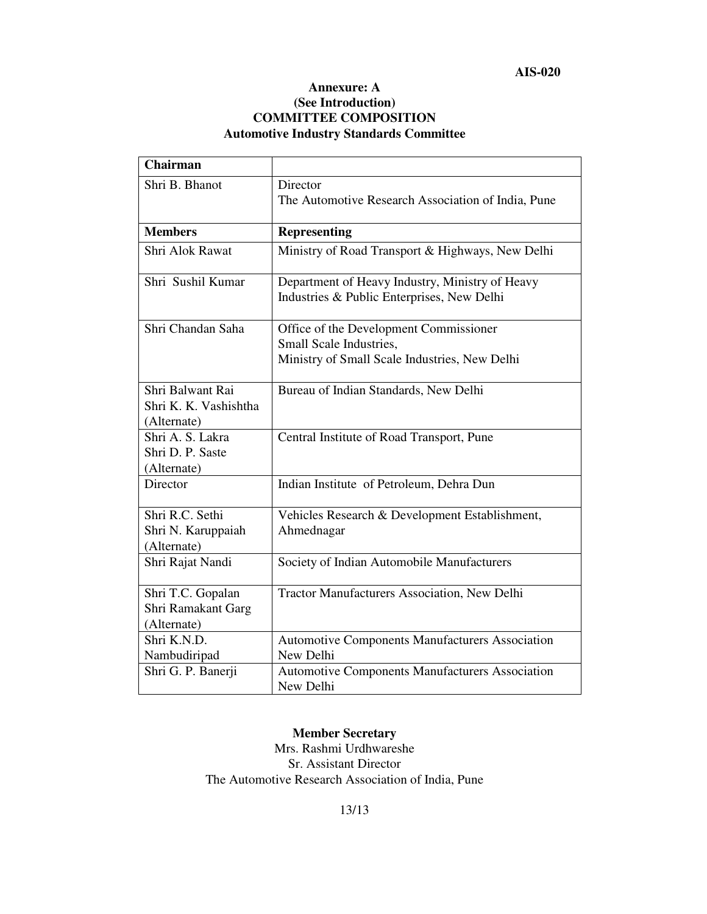**Annexure: A**
**(See Introduction)**
**COMMITTEE COMPOSITION**
**Automotive Industry Standards Committee**

| **Chairman** | |
|---|---|
| Shri B. Bhanot | Director<br>The Automotive Research Association of India, Pune |
| **Members** | **Representing** |
| Shri Alok Rawat | Ministry of Road Transport & Highways, New Delhi |
| Shri Sushil Kumar | Department of Heavy Industry, Ministry of Heavy Industries & Public Enterprises, New Delhi |
| Shri Chandan Saha | Office of the Development Commissioner<br>Small Scale Industries,<br>Ministry of Small Scale Industries, New Delhi |
| Shri Balwant Rai<br>Shri K. K. Vashishtha (Alternate) | Bureau of Indian Standards, New Delhi |
| Shri A. S. Lakra<br>Shri D. P. Saste (Alternate) | Central Institute of Road Transport, Pune |
| Director | Indian Institute of Petroleum, Dehra Dun |
| Shri R.C. Sethi<br>Shri N. Karuppaiah (Alternate) | Vehicles Research & Development Establishment, Ahmednagar |
| Shri Rajat Nandi | Society of Indian Automobile Manufacturers |
| Shri T.C. Gopalan<br>Shri Ramakant Garg (Alternate) | Tractor Manufacturers Association, New Delhi |
| Shri K.N.D. Nambudiripad | Automotive Components Manufacturers Association New Delhi |
| Shri G. P. Banerji | Automotive Components Manufacturers Association New Delhi |

**Member Secretary**
Mrs. Rashmi Urdhwareshe
Sr. Assistant Director
The Automotive Research Association of India, Pune